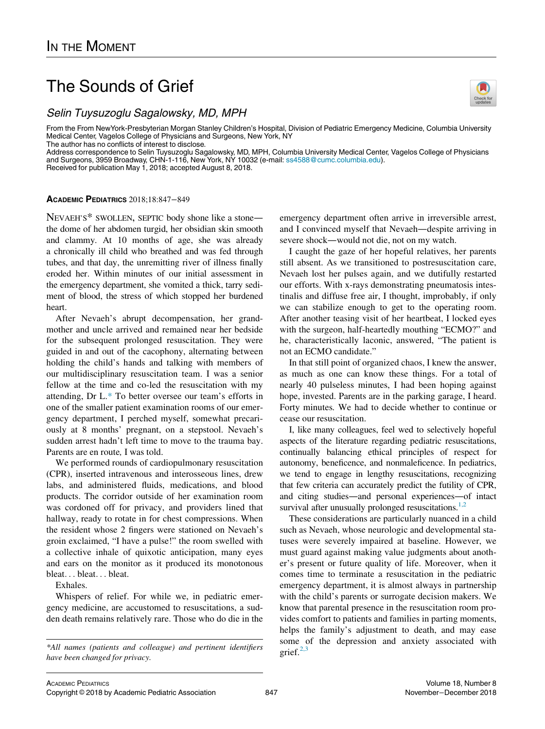IN THE MOMENT

# The Sounds of Grief

*Selin Tuysuzoglu Sagalowsky, MD, MPH*

From the From NewYork-Presbyterian Morgan Stanley Children's Hospital, Division of Pediatric Emergency Medicine, Columbia University Medical Center, Vagelos College of Physicians and Surgeons, New York, NY
The author has no conflicts of interest to disclose.
Address correspondence to Selin Tuysuzoglu Sagalowsky, MD, MPH, Columbia University Medical Center, Vagelos College of Physicians and Surgeons, 3959 Broadway, CHN-1-116, New York, NY 10032 (e-mail: ss4588@cumc.columbia.edu).
Received for publication May 1, 2018; accepted August 8, 2018.

NEVAEH'S* SWOLLEN, SEPTIC body shone like a stone—the dome of her abdomen turgid, her obsidian skin smooth and clammy. At 10 months of age, she was already a chronically ill child who breathed and was fed through tubes, and that day, the unremitting river of illness finally eroded her. Within minutes of our initial assessment in the emergency department, she vomited a thick, tarry sediment of blood, the stress of which stopped her burdened heart.

After Nevaeh's abrupt decompensation, her grandmother and uncle arrived and remained near her bedside for the subsequent prolonged resuscitation. They were guided in and out of the cacophony, alternating between holding the child's hands and talking with members of our multidisciplinary resuscitation team. I was a senior fellow at the time and co-led the resuscitation with my attending, Dr L.* To better oversee our team's efforts in one of the smaller patient examination rooms of our emergency department, I perched myself, somewhat precariously at 8 months' pregnant, on a stepstool. Nevaeh's sudden arrest hadn't left time to move to the trauma bay. Parents are en route, I was told.

We performed rounds of cardiopulmonary resuscitation (CPR), inserted intravenous and interosseous lines, drew labs, and administered fluids, medications, and blood products. The corridor outside of her examination room was cordoned off for privacy, and providers lined that hallway, ready to rotate in for chest compressions. When the resident whose 2 fingers were stationed on Nevaeh's groin exclaimed, "I have a pulse!" the room swelled with a collective inhale of quixotic anticipation, many eyes and ears on the monitor as it produced its monotonous bleat… bleat… bleat.

Exhales.

Whispers of relief. For while we, in pediatric emergency medicine, are accustomed to resuscitations, a sudden death remains relatively rare. Those who do die in the emergency department often arrive in irreversible arrest, and I convinced myself that Nevaeh—despite arriving in severe shock—would not die, not on my watch.

I caught the gaze of her hopeful relatives, her parents still absent. As we transitioned to postresuscitation care, Nevaeh lost her pulses again, and we dutifully restarted our efforts. With x-rays demonstrating pneumatosis intestinalis and diffuse free air, I thought, improbably, if only we can stabilize enough to get to the operating room. After another teasing visit of her heartbeat, I locked eyes with the surgeon, half-heartedly mouthing "ECMO?" and he, characteristically laconic, answered, "The patient is not an ECMO candidate."

In that still point of organized chaos, I knew the answer, as much as one can know these things. For a total of nearly 40 pulseless minutes, I had been hoping against hope, invested. Parents are in the parking garage, I heard. Forty minutes. We had to decide whether to continue or cease our resuscitation.

I, like many colleagues, feel wed to selectively hopeful aspects of the literature regarding pediatric resuscitations, continually balancing ethical principles of respect for autonomy, beneficence, and nonmaleficence. In pediatrics, we tend to engage in lengthy resuscitations, recognizing that few criteria can accurately predict the futility of CPR, and citing studies—and personal experiences—of intact survival after unusually prolonged resuscitations.[1,2]

These considerations are particularly nuanced in a child such as Nevaeh, whose neurologic and developmental statuses were severely impaired at baseline. However, we must guard against making value judgments about another's present or future quality of life. Moreover, when it comes time to terminate a resuscitation in the pediatric emergency department, it is almost always in partnership with the child's parents or surrogate decision makers. We know that parental presence in the resuscitation room provides comfort to patients and families in parting moments, helps the family's adjustment to death, and may ease some of the depression and anxiety associated with grief.[2,3]

*\*All names (patients and colleague) and pertinent identifiers have been changed for privacy.*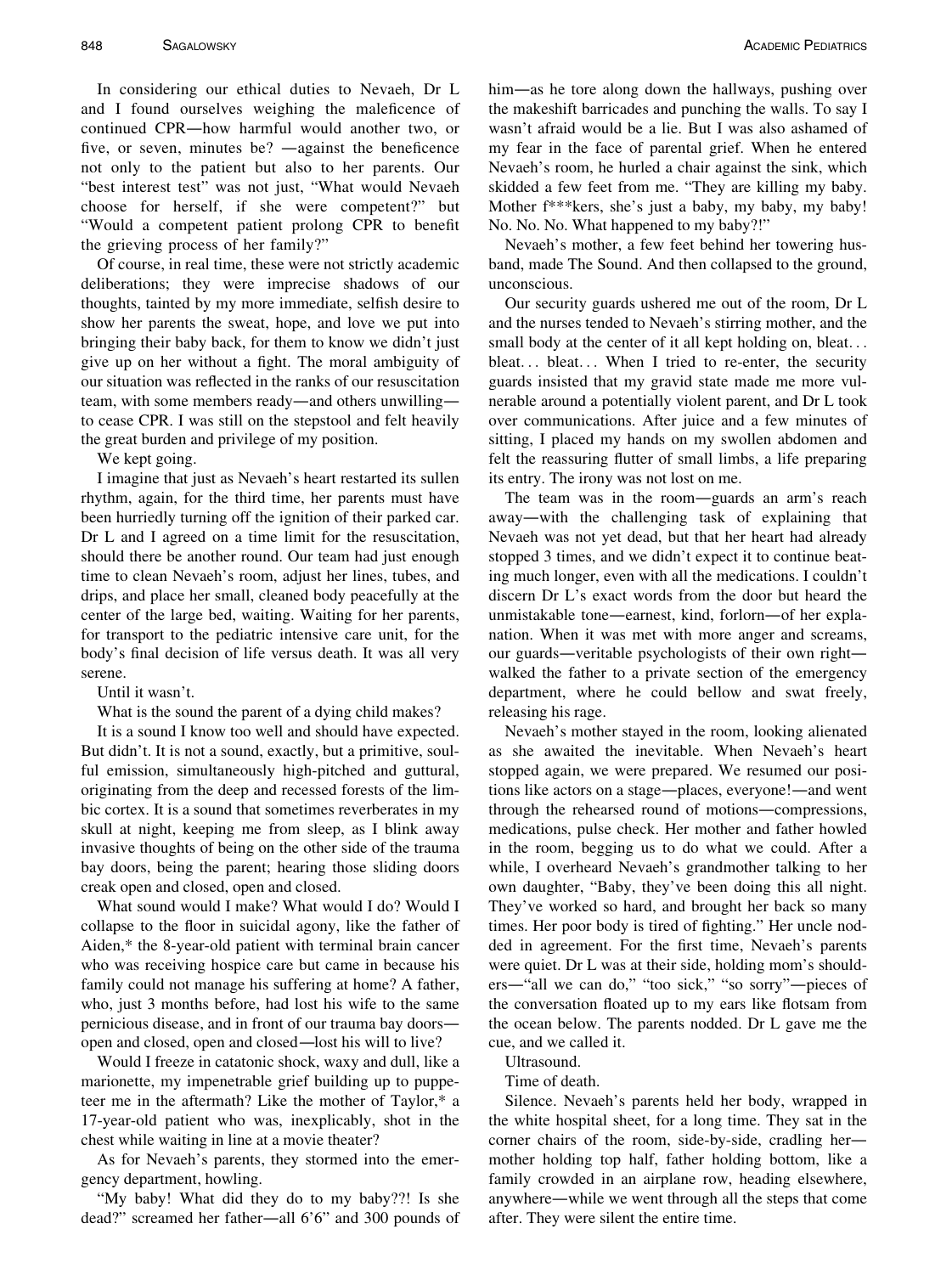In considering our ethical duties to Nevaeh, Dr L and I found ourselves weighing the maleficence of continued CPR—how harmful would another two, or five, or seven, minutes be? —against the beneficence not only to the patient but also to her parents. Our "best interest test" was not just, "What would Nevaeh choose for herself, if she were competent?" but "Would a competent patient prolong CPR to benefit the grieving process of her family?"

Of course, in real time, these were not strictly academic deliberations; they were imprecise shadows of our thoughts, tainted by my more immediate, selfish desire to show her parents the sweat, hope, and love we put into bringing their baby back, for them to know we didn't just give up on her without a fight. The moral ambiguity of our situation was reflected in the ranks of our resuscitation team, with some members ready—and others unwilling—to cease CPR. I was still on the stepstool and felt heavily the great burden and privilege of my position.

We kept going.

I imagine that just as Nevaeh's heart restarted its sullen rhythm, again, for the third time, her parents must have been hurriedly turning off the ignition of their parked car. Dr L and I agreed on a time limit for the resuscitation, should there be another round. Our team had just enough time to clean Nevaeh's room, adjust her lines, tubes, and drips, and place her small, cleaned body peacefully at the center of the large bed, waiting. Waiting for her parents, for transport to the pediatric intensive care unit, for the body's final decision of life versus death. It was all very serene.

Until it wasn't.

What is the sound the parent of a dying child makes?

It is a sound I know too well and should have expected. But didn't. It is not a sound, exactly, but a primitive, soulful emission, simultaneously high-pitched and guttural, originating from the deep and recessed forests of the limbic cortex. It is a sound that sometimes reverberates in my skull at night, keeping me from sleep, as I blink away invasive thoughts of being on the other side of the trauma bay doors, being the parent; hearing those sliding doors creak open and closed, open and closed.

What sound would I make? What would I do? Would I collapse to the floor in suicidal agony, like the father of Aiden,* the 8-year-old patient with terminal brain cancer who was receiving hospice care but came in because his family could not manage his suffering at home? A father, who, just 3 months before, had lost his wife to the same pernicious disease, and in front of our trauma bay doors—open and closed, open and closed—lost his will to live?

Would I freeze in catatonic shock, waxy and dull, like a marionette, my impenetrable grief building up to puppeteer me in the aftermath? Like the mother of Taylor,* a 17-year-old patient who was, inexplicably, shot in the chest while waiting in line at a movie theater?

As for Nevaeh's parents, they stormed into the emergency department, howling.

"My baby! What did they do to my baby??! Is she dead?" screamed her father—all 6'6" and 300 pounds of him—as he tore along down the hallways, pushing over the makeshift barricades and punching the walls. To say I wasn't afraid would be a lie. But I was also ashamed of my fear in the face of parental grief. When he entered Nevaeh's room, he hurled a chair against the sink, which skidded a few feet from me. "They are killing my baby. Mother f***kers, she's just a baby, my baby, my baby! No. No. No. What happened to my baby?!"

Nevaeh's mother, a few feet behind her towering husband, made The Sound. And then collapsed to the ground, unconscious.

Our security guards ushered me out of the room, Dr L and the nurses tended to Nevaeh's stirring mother, and the small body at the center of it all kept holding on, bleat... bleat... bleat... When I tried to re-enter, the security guards insisted that my gravid state made me more vulnerable around a potentially violent parent, and Dr L took over communications. After juice and a few minutes of sitting, I placed my hands on my swollen abdomen and felt the reassuring flutter of small limbs, a life preparing its entry. The irony was not lost on me.

The team was in the room—guards an arm's reach away—with the challenging task of explaining that Nevaeh was not yet dead, but that her heart had already stopped 3 times, and we didn't expect it to continue beating much longer, even with all the medications. I couldn't discern Dr L's exact words from the door but heard the unmistakable tone—earnest, kind, forlorn—of her explanation. When it was met with more anger and screams, our guards—veritable psychologists of their own right—walked the father to a private section of the emergency department, where he could bellow and swat freely, releasing his rage.

Nevaeh's mother stayed in the room, looking alienated as she awaited the inevitable. When Nevaeh's heart stopped again, we were prepared. We resumed our positions like actors on a stage—places, everyone!—and went through the rehearsed round of motions—compressions, medications, pulse check. Her mother and father howled in the room, begging us to do what we could. After a while, I overheard Nevaeh's grandmother talking to her own daughter, "Baby, they've been doing this all night. They've worked so hard, and brought her back so many times. Her poor body is tired of fighting." Her uncle nodded in agreement. For the first time, Nevaeh's parents were quiet. Dr L was at their side, holding mom's shoulders—"all we can do," "too sick," "so sorry"—pieces of the conversation floated up to my ears like flotsam from the ocean below. The parents nodded. Dr L gave me the cue, and we called it.

Ultrasound.

Time of death.

Silence. Nevaeh's parents held her body, wrapped in the white hospital sheet, for a long time. They sat in the corner chairs of the room, side-by-side, cradling her—mother holding top half, father holding bottom, like a family crowded in an airplane row, heading elsewhere, anywhere—while we went through all the steps that come after. They were silent the entire time.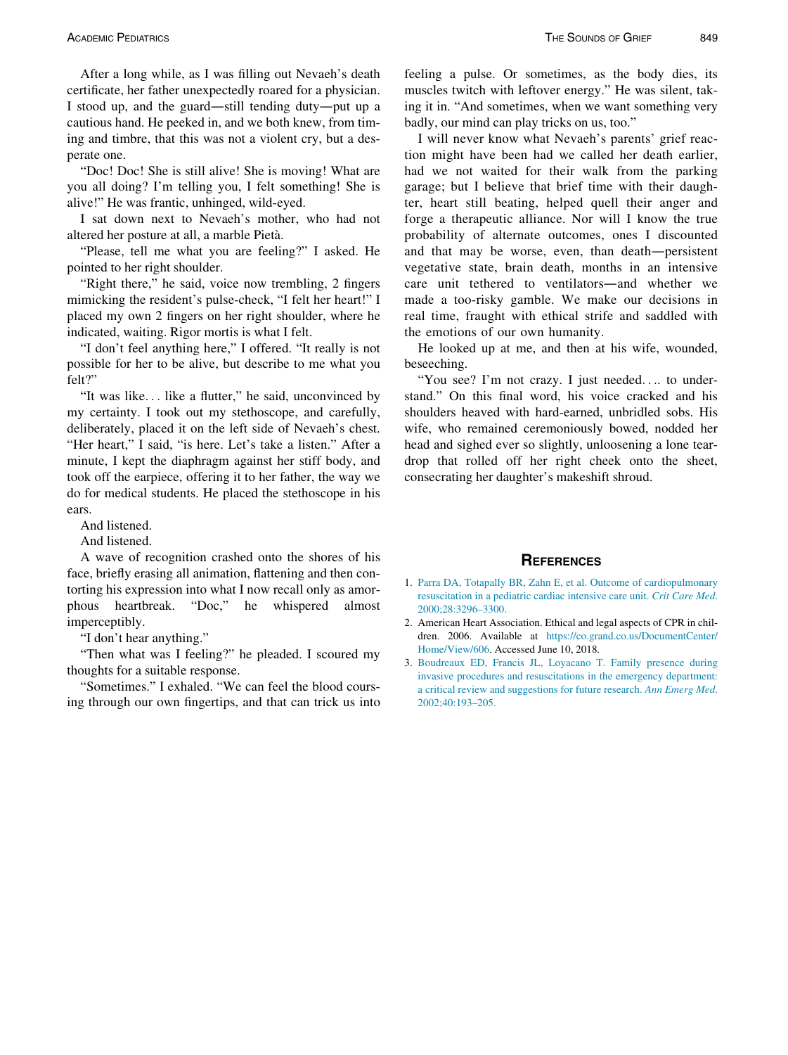After a long while, as I was filling out Nevaeh's death certificate, her father unexpectedly roared for a physician. I stood up, and the guard—still tending duty—put up a cautious hand. He peeked in, and we both knew, from timing and timbre, that this was not a violent cry, but a desperate one.

"Doc! Doc! She is still alive! She is moving! What are you all doing? I'm telling you, I felt something! She is alive!" He was frantic, unhinged, wild-eyed.

I sat down next to Nevaeh's mother, who had not altered her posture at all, a marble Pietà.

"Please, tell me what you are feeling?" I asked. He pointed to her right shoulder.

"Right there," he said, voice now trembling, 2 fingers mimicking the resident's pulse-check, "I felt her heart!" I placed my own 2 fingers on her right shoulder, where he indicated, waiting. Rigor mortis is what I felt.

"I don't feel anything here," I offered. "It really is not possible for her to be alive, but describe to me what you felt?"

"It was like… like a flutter," he said, unconvinced by my certainty. I took out my stethoscope, and carefully, deliberately, placed it on the left side of Nevaeh's chest. "Her heart," I said, "is here. Let's take a listen." After a minute, I kept the diaphragm against her stiff body, and took off the earpiece, offering it to her father, the way we do for medical students. He placed the stethoscope in his ears.

And listened.

And listened.

A wave of recognition crashed onto the shores of his face, briefly erasing all animation, flattening and then contorting his expression into what I now recall only as amorphous heartbreak. "Doc," he whispered almost imperceptibly.

"I don't hear anything."

"Then what was I feeling?" he pleaded. I scoured my thoughts for a suitable response.

"Sometimes." I exhaled. "We can feel the blood coursing through our own fingertips, and that can trick us into feeling a pulse. Or sometimes, as the body dies, its muscles twitch with leftover energy." He was silent, taking it in. "And sometimes, when we want something very badly, our mind can play tricks on us, too."

I will never know what Nevaeh's parents' grief reaction might have been had we called her death earlier, had we not waited for their walk from the parking garage; but I believe that brief time with their daughter, heart still beating, helped quell their anger and forge a therapeutic alliance. Nor will I know the true probability of alternate outcomes, ones I discounted and that may be worse, even, than death—persistent vegetative state, brain death, months in an intensive care unit tethered to ventilators—and whether we made a too-risky gamble. We make our decisions in real time, fraught with ethical strife and saddled with the emotions of our own humanity.

He looked up at me, and then at his wife, wounded, beseeching.

"You see? I'm not crazy. I just needed…. to understand." On this final word, his voice cracked and his shoulders heaved with hard-earned, unbridled sobs. His wife, who remained ceremoniously bowed, nodded her head and sighed ever so slightly, unloosening a lone teardrop that rolled off her right cheek onto the sheet, consecrating her daughter's makeshift shroud.

## References

1. Parra DA, Totapally BR, Zahn E, et al. Outcome of cardiopulmonary resuscitation in a pediatric cardiac intensive care unit. *Crit Care Med*. 2000;28:3296–3300.
2. American Heart Association. Ethical and legal aspects of CPR in children. 2006. Available at https://co.grand.co.us/DocumentCenter/Home/View/606. Accessed June 10, 2018.
3. Boudreaux ED, Francis JL, Loyacano T. Family presence during invasive procedures and resuscitations in the emergency department: a critical review and suggestions for future research. *Ann Emerg Med*. 2002;40:193–205.